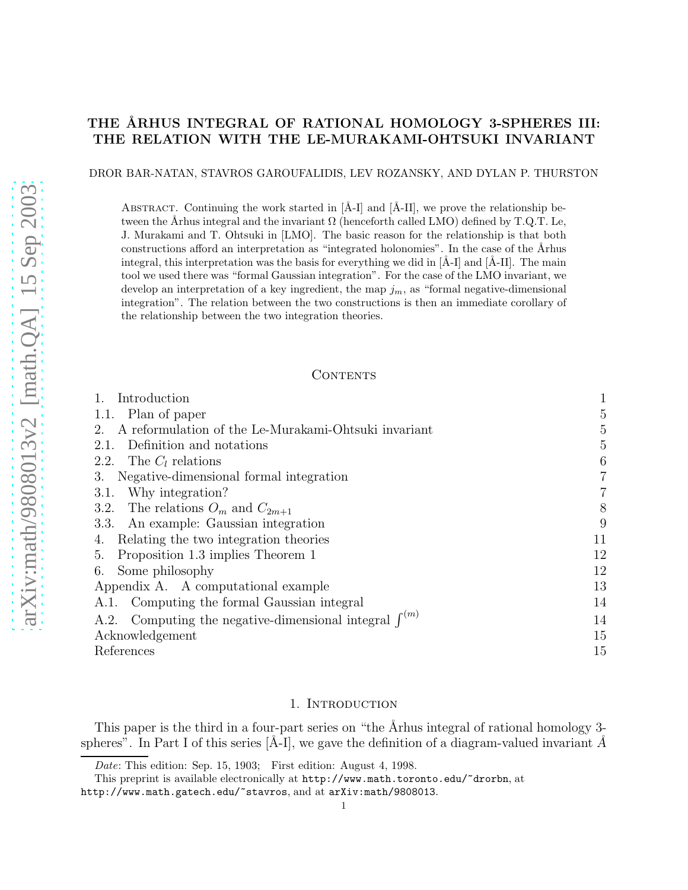# THE ÅRHUS INTEGRAL OF RATIONAL HOMOLOGY 3-SPHERES III: THE RELATION WITH THE LE-MURAKAMI-OHTSUKI INVARIANT

DROR BAR-NATAN, STAVROS GAROUFALIDIS, LEV ROZANSKY, AND DYLAN P. THURSTON

Abstract. Continuing the work started in [Å-I] and [Å-II], we prove the relationship between the Århus integral and the invariant $\Omega$ (henceforth called LMO) defined by T.Q.T. Le, J. Murakami and T. Ohtsuki in [LMO]. The basic reason for the relationship is that both constructions afford an interpretation as "integrated holonomies". In the case of the Århus integral, this interpretation was the basis for everything we did in [Å-I] and [Å-II]. The main tool we used there was "formal Gaussian integration". For the case of the LMO invariant, we develop an interpretation of a key ingredient, the map $j_m$, as "formal negative-dimensional integration". The relation between the two constructions is then an immediate corollary of the relationship between the two integration theories.

## Contents

- 1. Introduction — 1
  - 1.1. Plan of paper — 5
- 2. A reformulation of the Le-Murakami-Ohtsuki invariant — 5
  - 2.1. Definition and notations — 5
  - 2.2. The $C_l$ relations — 6
- 3. Negative-dimensional formal integration — 7
  - 3.1. Why integration? — 7
  - 3.2. The relations $O_m$ and $C_{2m+1}$ — 8
  - 3.3. An example: Gaussian integration — 9
- 4. Relating the two integration theories — 11
- 5. Proposition 1.3 implies Theorem 1 — 12
- 6. Some philosophy — 12
- Appendix A. A computational example — 13
  - A.1. Computing the formal Gaussian integral — 14
  - A.2. Computing the negative-dimensional integral $\int^{(m)}$ — 14
- Acknowledgement — 15
- References — 15

## 1. Introduction

This paper is the third in a four-part series on "the Århus integral of rational homology 3-spheres". In Part I of this series [Å-I], we gave the definition of a diagram-valued invariant $\AA$

---

Date: This edition: Sep. 15, 1903; First edition: August 4, 1998.

This preprint is available electronically at http://www.math.toronto.edu/~drorbn, at http://www.math.gatech.edu/~stavros, and at arXiv:math/9808013.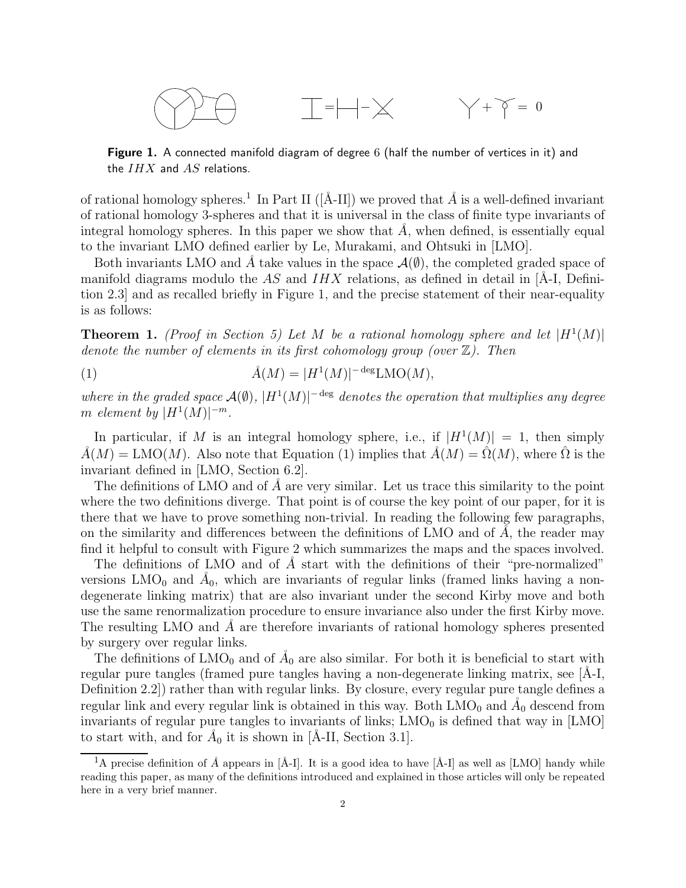**Figure 1.** A connected manifold diagram of degree 6 (half the number of vertices in it) and the $IHX$ and $AS$ relations.

of rational homology spheres.[1] In Part II ([Å-II]) we proved that $\AA$ is a well-defined invariant of rational homology 3-spheres and that it is universal in the class of finite type invariants of integral homology spheres. In this paper we show that $\AA$, when defined, is essentially equal to the invariant LMO defined earlier by Le, Murakami, and Ohtsuki in [LMO].

Both invariants LMO and $\AA$ take values in the space $\mathcal{A}(\emptyset)$, the completed graded space of manifold diagrams modulo the $AS$ and $IHX$ relations, as defined in detail in [Å-I, Definition 2.3] and as recalled briefly in Figure 1, and the precise statement of their near-equality is as follows:

**Theorem 1.** *(Proof in Section 5) Let $M$ be a rational homology sphere and let $|H^1(M)|$ denote the number of elements in its first cohomology group (over $\mathbb{Z}$). Then*

$$\AA(M) = |H^1(M)|^{-\deg}\mathrm{LMO}(M), \tag{1}$$

*where in the graded space $\mathcal{A}(\emptyset)$, $|H^1(M)|^{-\deg}$ denotes the operation that multiplies any degree $m$ element by $|H^1(M)|^{-m}$.*

In particular, if $M$ is an integral homology sphere, i.e., if $|H^1(M)| = 1$, then simply $\AA(M) = \mathrm{LMO}(M)$. Also note that Equation (1) implies that $\AA(M) = \hat{\Omega}(M)$, where $\hat{\Omega}$ is the invariant defined in [LMO, Section 6.2].

The definitions of LMO and of $\AA$ are very similar. Let us trace this similarity to the point where the two definitions diverge. That point is of course the key point of our paper, for it is there that we have to prove something non-trivial. In reading the following few paragraphs, on the similarity and differences between the definitions of LMO and of $\AA$, the reader may find it helpful to consult with Figure 2 which summarizes the maps and the spaces involved.

The definitions of LMO and of $\AA$ start with the definitions of their "pre-normalized" versions $\mathrm{LMO}_0$ and $\AA_0$, which are invariants of regular links (framed links having a non-degenerate linking matrix) that are also invariant under the second Kirby move and both use the same renormalization procedure to ensure invariance also under the first Kirby move. The resulting LMO and $\AA$ are therefore invariants of rational homology spheres presented by surgery over regular links.

The definitions of $\mathrm{LMO}_0$ and of $\AA_0$ are also similar. For both it is beneficial to start with regular pure tangles (framed pure tangles having a non-degenerate linking matrix, see [Å-I, Definition 2.2]) rather than with regular links. By closure, every regular pure tangle defines a regular link and every regular link is obtained in this way. Both $\mathrm{LMO}_0$ and $\AA_0$ descend from invariants of regular pure tangles to invariants of links; $\mathrm{LMO}_0$ is defined that way in [LMO] to start with, and for $\AA_0$ it is shown in [Å-II, Section 3.1].

[1] A precise definition of $\AA$ appears in [Å-I]. It is a good idea to have [Å-I] as well as [LMO] handy while reading this paper, as many of the definitions introduced and explained in those articles will only be repeated here in a very brief manner.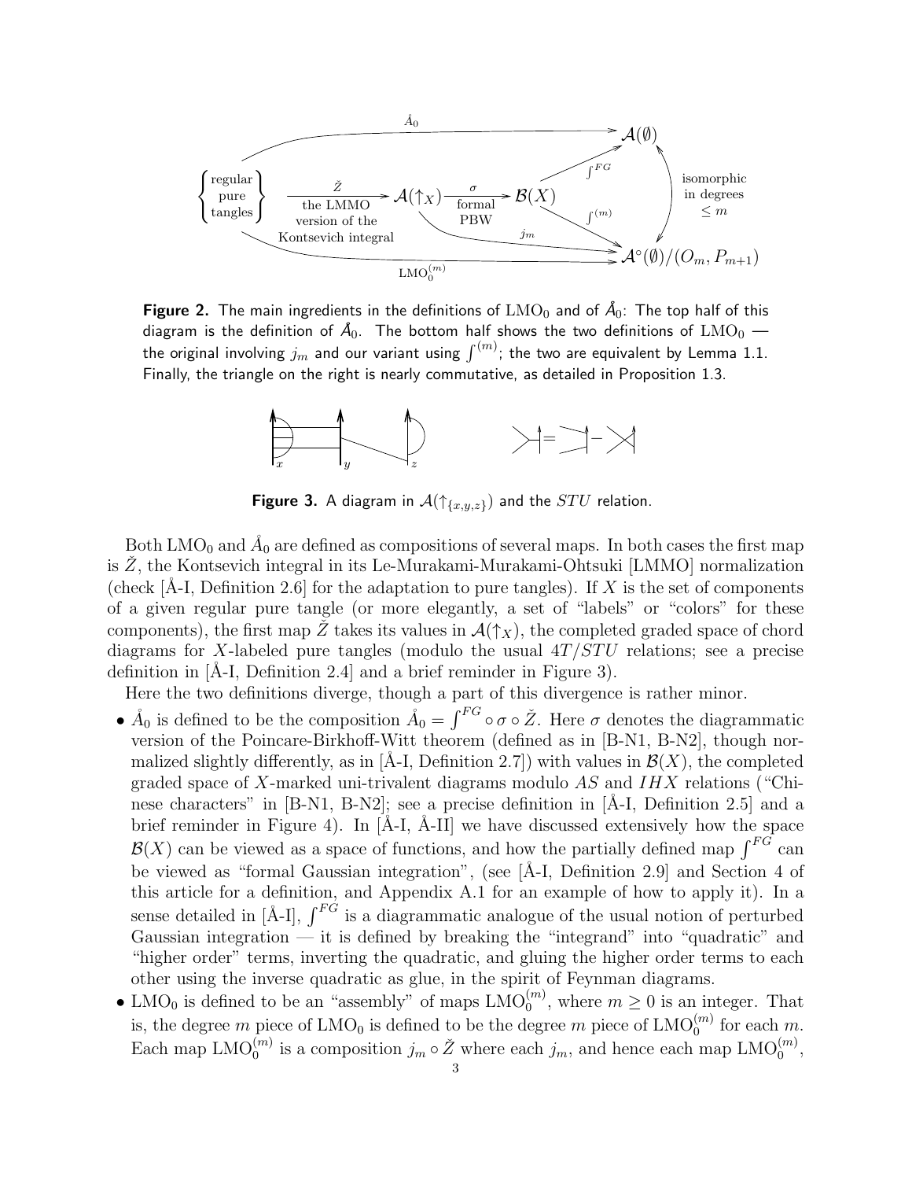**Figure 2.** The main ingredients in the definitions of $\mathrm{LMO}_0$ and of $\mathring{A}_0$: The top half of this diagram is the definition of $\mathring{A}_0$. The bottom half shows the two definitions of $\mathrm{LMO}_0$ — the original involving $j_m$ and our variant using $\int^{(m)}$; the two are equivalent by Lemma 1.1. Finally, the triangle on the right is nearly commutative, as detailed in Proposition 1.3.

**Figure 3.** A diagram in $\mathcal{A}(\uparrow_{\{x,y,z\}})$ and the $STU$ relation.

Both $\mathrm{LMO}_0$ and $\mathring{A}_0$ are defined as compositions of several maps. In both cases the first map is $\check{Z}$, the Kontsevich integral in its Le-Murakami-Murakami-Ohtsuki [LMMO] normalization (check [Å-I, Definition 2.6] for the adaptation to pure tangles). If $X$ is the set of components of a given regular pure tangle (or more elegantly, a set of "labels" or "colors" for these components), the first map $\check{Z}$ takes its values in $\mathcal{A}(\uparrow_X)$, the completed graded space of chord diagrams for $X$-labeled pure tangles (modulo the usual $4T/STU$ relations; see a precise definition in [Å-I, Definition 2.4] and a brief reminder in Figure 3).

Here the two definitions diverge, though a part of this divergence is rather minor.

- $\mathring{A}_0$ is defined to be the composition $\mathring{A}_0 = \int^{FG} \circ \sigma \circ \check{Z}$. Here $\sigma$ denotes the diagrammatic version of the Poincare-Birkhoff-Witt theorem (defined as in [B-N1, B-N2], though normalized slightly differently, as in [Å-I, Definition 2.7]) with values in $\mathcal{B}(X)$, the completed graded space of $X$-marked uni-trivalent diagrams modulo $AS$ and $IHX$ relations ("Chinese characters" in [B-N1, B-N2]; see a precise definition in [Å-I, Definition 2.5] and a brief reminder in Figure 4). In [Å-I, Å-II] we have discussed extensively how the space $\mathcal{B}(X)$ can be viewed as a space of functions, and how the partially defined map $\int^{FG}$ can be viewed as "formal Gaussian integration", (see [Å-I, Definition 2.9] and Section 4 of this article for a definition, and Appendix A.1 for an example of how to apply it). In a sense detailed in [Å-I], $\int^{FG}$ is a diagrammatic analogue of the usual notion of perturbed Gaussian integration — it is defined by breaking the "integrand" into "quadratic" and "higher order" terms, inverting the quadratic, and gluing the higher order terms to each other using the inverse quadratic as glue, in the spirit of Feynman diagrams.
- $\mathrm{LMO}_0$ is defined to be an "assembly" of maps $\mathrm{LMO}_0^{(m)}$, where $m \geq 0$ is an integer. That is, the degree $m$ piece of $\mathrm{LMO}_0$ is defined to be the degree $m$ piece of $\mathrm{LMO}_0^{(m)}$ for each $m$. Each map $\mathrm{LMO}_0^{(m)}$ is a composition $j_m \circ \check{Z}$ where each $j_m$, and hence each map $\mathrm{LMO}_0^{(m)}$,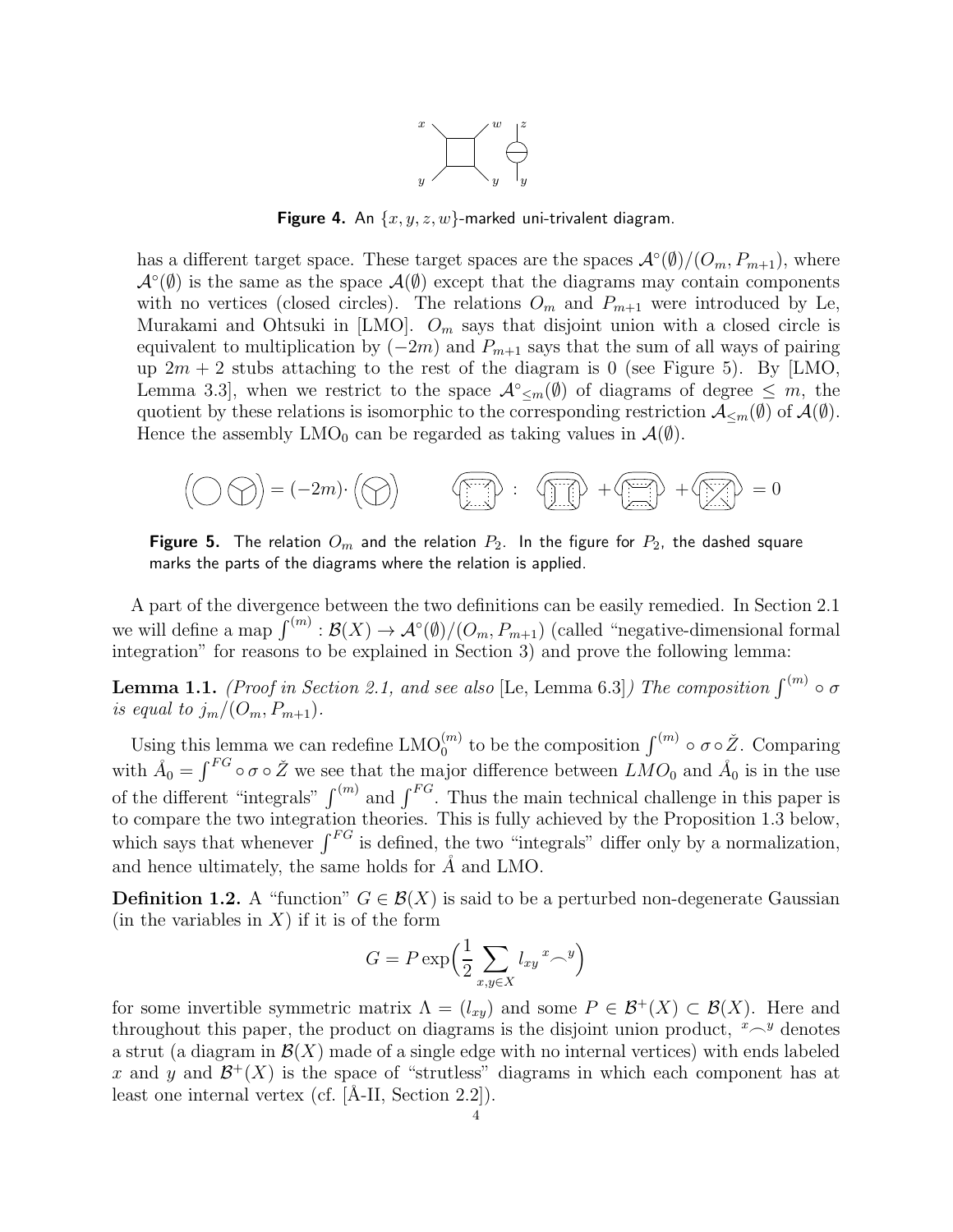**Figure 4.** An $\{x, y, z, w\}$-marked uni-trivalent diagram.

has a different target space. These target spaces are the spaces $\mathcal{A}^\circ(\emptyset)/(O_m, P_{m+1})$, where $\mathcal{A}^\circ(\emptyset)$ is the same as the space $\mathcal{A}(\emptyset)$ except that the diagrams may contain components with no vertices (closed circles). The relations $O_m$ and $P_{m+1}$ were introduced by Le, Murakami and Ohtsuki in [LMO]. $O_m$ says that disjoint union with a closed circle is equivalent to multiplication by $(-2m)$ and $P_{m+1}$ says that the sum of all ways of pairing up $2m+2$ stubs attaching to the rest of the diagram is 0 (see Figure 5). By [LMO, Lemma 3.3], when we restrict to the space $\mathcal{A}^\circ{}_{\leq m}(\emptyset)$ of diagrams of degree $\leq m$, the quotient by these relations is isomorphic to the corresponding restriction $\mathcal{A}_{\leq m}(\emptyset)$ of $\mathcal{A}(\emptyset)$. Hence the assembly $\mathrm{LMO}_0$ can be regarded as taking values in $\mathcal{A}(\emptyset)$.

**Figure 5.** The relation $O_m$ and the relation $P_2$. In the figure for $P_2$, the dashed square marks the parts of the diagrams where the relation is applied.

A part of the divergence between the two definitions can be easily remedied. In Section 2.1 we will define a map $\int^{(m)} : \mathcal{B}(X) \to \mathcal{A}^\circ(\emptyset)/(O_m, P_{m+1})$ (called "negative-dimensional formal integration" for reasons to be explained in Section 3) and prove the following lemma:

**Lemma 1.1.** *(Proof in Section 2.1, and see also* [Le, Lemma 6.3]*) The composition $\int^{(m)} \circ \sigma$ is equal to $j_m/(O_m, P_{m+1})$.*

Using this lemma we can redefine $\mathrm{LMO}_0^{(m)}$ to be the composition $\int^{(m)} \circ \sigma \circ \check{Z}$. Comparing with $\mathring{A}_0 = \int^{FG} \circ \sigma \circ \check{Z}$ we see that the major difference between $LMO_0$ and $\mathring{A}_0$ is in the use of the different "integrals" $\int^{(m)}$ and $\int^{FG}$. Thus the main technical challenge in this paper is to compare the two integration theories. This is fully achieved by the Proposition 1.3 below, which says that whenever $\int^{FG}$ is defined, the two "integrals" differ only by a normalization, and hence ultimately, the same holds for $\mathring{A}$ and LMO.

**Definition 1.2.** A "function" $G \in \mathcal{B}(X)$ is said to be a perturbed non-degenerate Gaussian (in the variables in $X$) if it is of the form

$$G = P \exp\Big(\frac{1}{2} \sum_{x,y \in X} l_{xy} \, {}^{x}\!\frown^{y}\Big)$$

for some invertible symmetric matrix $\Lambda = (l_{xy})$ and some $P \in \mathcal{B}^+(X) \subset \mathcal{B}(X)$. Here and throughout this paper, the product on diagrams is the disjoint union product, ${}^{x}\!\frown^{y}$ denotes a strut (a diagram in $\mathcal{B}(X)$ made of a single edge with no internal vertices) with ends labeled $x$ and $y$ and $\mathcal{B}^+(X)$ is the space of "strutless" diagrams in which each component has at least one internal vertex (cf. [Å-II, Section 2.2]).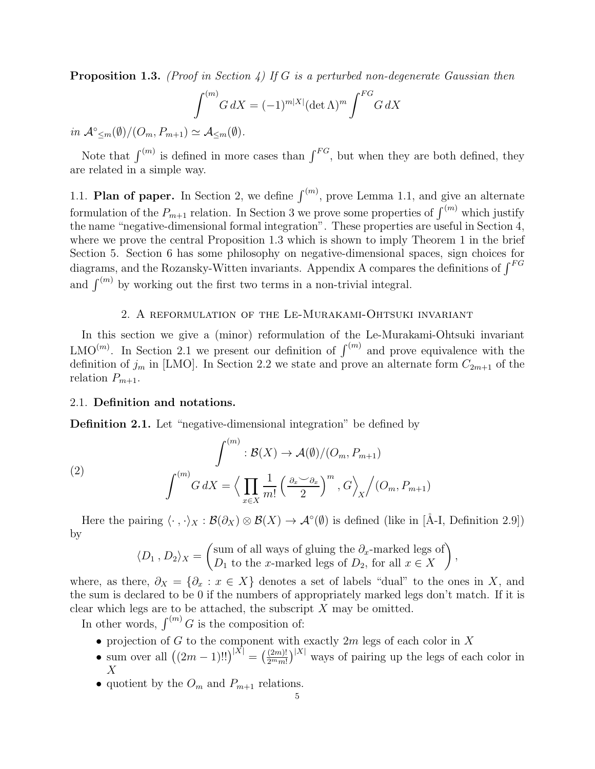**Proposition 1.3.** *(Proof in Section 4) If $G$ is a perturbed non-degenerate Gaussian then*

$$\int^{(m)} G\,dX = (-1)^{m|X|}(\det\Lambda)^m \int^{FG} G\,dX$$

*in $\mathcal{A}^{\circ}{}_{\leq m}(\emptyset)/(O_m, P_{m+1}) \simeq \mathcal{A}_{\leq m}(\emptyset)$.*

Note that $\int^{(m)}$ is defined in more cases than $\int^{FG}$, but when they are both defined, they are related in a simple way.

1.1. **Plan of paper.** In Section 2, we define $\int^{(m)}$, prove Lemma 1.1, and give an alternate formulation of the $P_{m+1}$ relation. In Section 3 we prove some properties of $\int^{(m)}$ which justify the name "negative-dimensional formal integration". These properties are useful in Section 4, where we prove the central Proposition 1.3 which is shown to imply Theorem 1 in the brief Section 5. Section 6 has some philosophy on negative-dimensional spaces, sign choices for diagrams, and the Rozansky-Witten invariants. Appendix A compares the definitions of $\int^{FG}$ and $\int^{(m)}$ by working out the first two terms in a non-trivial integral.

## 2. A reformulation of the Le-Murakami-Ohtsuki invariant

In this section we give a (minor) reformulation of the Le-Murakami-Ohtsuki invariant $\mathrm{LMO}^{(m)}$. In Section 2.1 we present our definition of $\int^{(m)}$ and prove equivalence with the definition of $j_m$ in [LMO]. In Section 2.2 we state and prove an alternate form $C_{2m+1}$ of the relation $P_{m+1}$.

### 2.1. Definition and notations.

**Definition 2.1.** Let "negative-dimensional integration" be defined by

$$\int^{(m)} : \mathcal{B}(X) \to \mathcal{A}(\emptyset)/(O_m, P_{m+1})$$

$$\int^{(m)} G\,dX = \left\langle \prod_{x\in X} \frac{1}{m!}\left(\frac{\partial_x \smile \partial_x}{2}\right)^m, G\right\rangle_X \Big/ (O_m, P_{m+1}) \tag{2}$$

Here the pairing $\langle\cdot\,,\cdot\rangle_X : \mathcal{B}(\partial_X)\otimes\mathcal{B}(X) \to \mathcal{A}^{\circ}(\emptyset)$ is defined (like in [Å-I, Definition 2.9]) by

$$\langle D_1\,, D_2\rangle_X = \begin{pmatrix}\text{sum of all ways of gluing the } \partial_x\text{-marked legs of} \\ D_1 \text{ to the } x\text{-marked legs of } D_2, \text{ for all } x\in X\end{pmatrix},$$

where, as there, $\partial_X = \{\partial_x : x\in X\}$ denotes a set of labels "dual" to the ones in $X$, and the sum is declared to be 0 if the numbers of appropriately marked legs don't match. If it is clear which legs are to be attached, the subscript $X$ may be omitted.

In other words, $\int^{(m)} G$ is the composition of:

- projection of $G$ to the component with exactly $2m$ legs of each color in $X$
- sum over all $\left((2m-1)!!\right)^{|X|} = \left(\frac{(2m)!}{2^m m!}\right)^{|X|}$ ways of pairing up the legs of each color in $X$
- quotient by the $O_m$ and $P_{m+1}$ relations.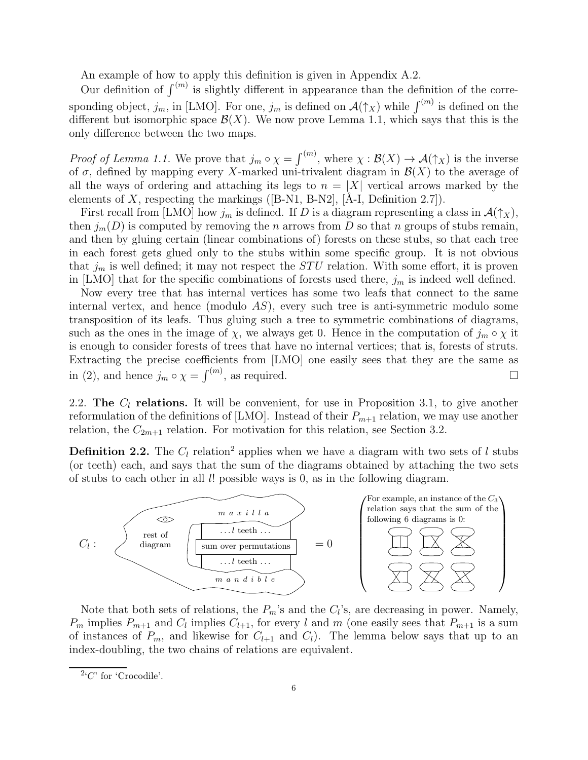An example of how to apply this definition is given in Appendix A.2.

Our definition of $\int^{(m)}$ is slightly different in appearance than the definition of the corresponding object, $j_m$, in [LMO]. For one, $j_m$ is defined on $\mathcal{A}(\uparrow_X)$ while $\int^{(m)}$ is defined on the different but isomorphic space $\mathcal{B}(X)$. We now prove Lemma 1.1, which says that this is the only difference between the two maps.

*Proof of Lemma 1.1.* We prove that $j_m \circ \chi = \int^{(m)}$, where $\chi : \mathcal{B}(X) \to \mathcal{A}(\uparrow_X)$ is the inverse of $\sigma$, defined by mapping every $X$-marked uni-trivalent diagram in $\mathcal{B}(X)$ to the average of all the ways of ordering and attaching its legs to $n = |X|$ vertical arrows marked by the elements of $X$, respecting the markings ([B-N1, B-N2], [Å-I, Definition 2.7]).

First recall from [LMO] how $j_m$ is defined. If $D$ is a diagram representing a class in $\mathcal{A}(\uparrow_X)$, then $j_m(D)$ is computed by removing the $n$ arrows from $D$ so that $n$ groups of stubs remain, and then by gluing certain (linear combinations of) forests on these stubs, so that each tree in each forest gets glued only to the stubs within some specific group. It is not obvious that $j_m$ is well defined; it may not respect the $STU$ relation. With some effort, it is proven in [LMO] that for the specific combinations of forests used there, $j_m$ is indeed well defined.

Now every tree that has internal vertices has some two leafs that connect to the same internal vertex, and hence (modulo $AS$), every such tree is anti-symmetric modulo some transposition of its leafs. Thus gluing such a tree to symmetric combinations of diagrams, such as the ones in the image of $\chi$, we always get 0. Hence in the computation of $j_m \circ \chi$ it is enough to consider forests of trees that have no internal vertices; that is, forests of struts. Extracting the precise coefficients from [LMO] one easily sees that they are the same as in (2), and hence $j_m \circ \chi = \int^{(m)}$, as required. □

2.2. **The $C_l$ relations.** It will be convenient, for use in Proposition 3.1, to give another reformulation of the definitions of [LMO]. Instead of their $P_{m+1}$ relation, we may use another relation, the $C_{2m+1}$ relation. For motivation for this relation, see Section 3.2.

**Definition 2.2.** The $C_l$ relation[2] applies when we have a diagram with two sets of $l$ stubs (or teeth) each, and says that the sum of the diagrams obtained by attaching the two sets of stubs to each other in all $l!$ possible ways is 0, as in the following diagram.

$C_l$ : rest of diagram; m a x i l l a; ... $l$ teeth ...; sum over permutations; ... $l$ teeth ...; m a n d i b l e $= 0$ (For example, an instance of the $C_3$ relation says that the sum of the following 6 diagrams is 0:)

Note that both sets of relations, the $P_m$'s and the $C_l$'s, are decreasing in power. Namely, $P_m$ implies $P_{m+1}$ and $C_l$ implies $C_{l+1}$, for every $l$ and $m$ (one easily sees that $P_{m+1}$ is a sum of instances of $P_m$, and likewise for $C_{l+1}$ and $C_l$). The lemma below says that up to an index-doubling, the two chains of relations are equivalent.

[2] '$C$' for 'Crocodile'.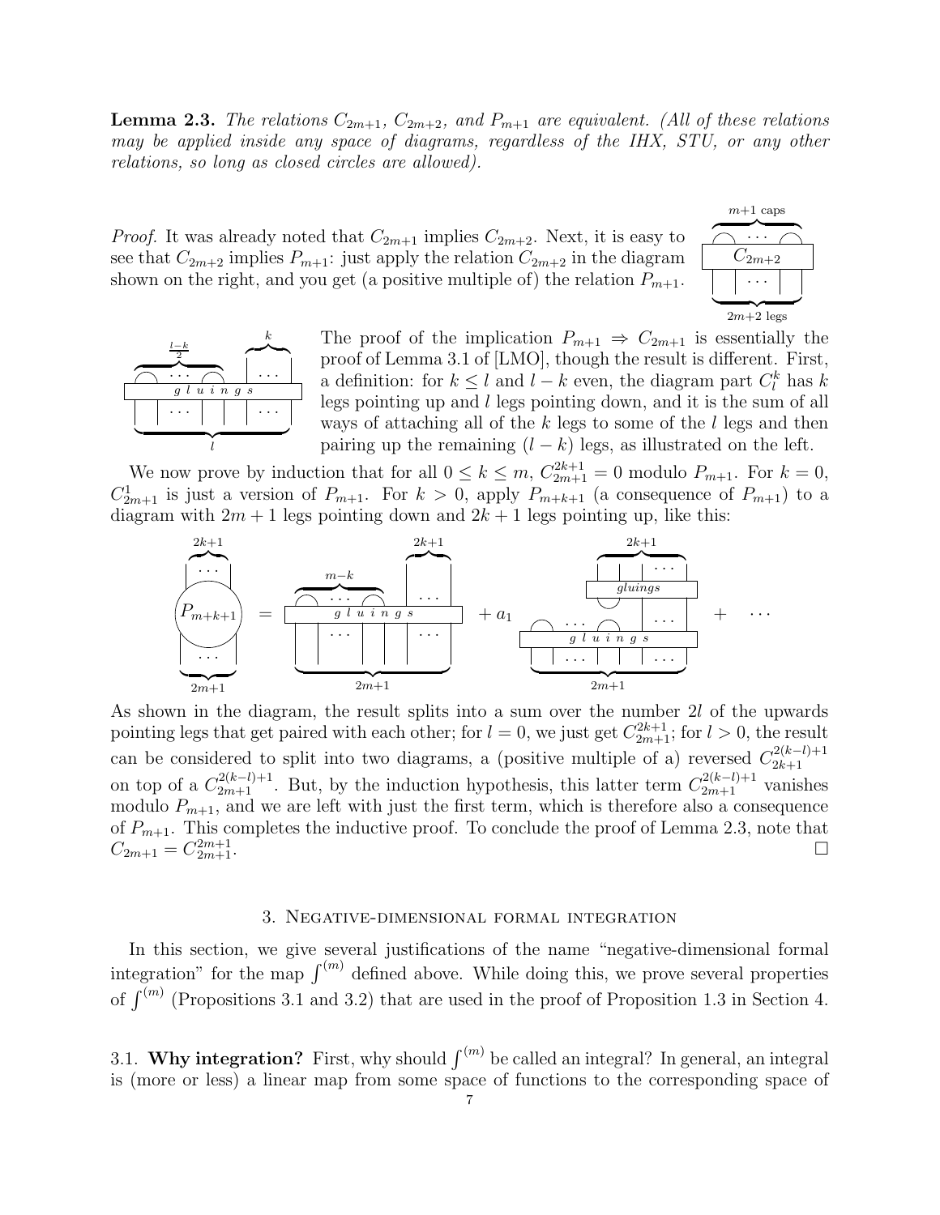**Lemma 2.3.** *The relations $C_{2m+1}$, $C_{2m+2}$, and $P_{m+1}$ are equivalent. (All of these relations may be applied inside any space of diagrams, regardless of the IHX, STU, or any other relations, so long as closed circles are allowed).*

*Proof.* It was already noted that $C_{2m+1}$ implies $C_{2m+2}$. Next, it is easy to see that $C_{2m+2}$ implies $P_{m+1}$: just apply the relation $C_{2m+2}$ in the diagram shown on the right, and you get (a positive multiple of) the relation $P_{m+1}$.

The proof of the implication $P_{m+1} \Rightarrow C_{2m+1}$ is essentially the proof of Lemma 3.1 of [LMO], though the result is different. First, a definition: for $k \leq l$ and $l-k$ even, the diagram part $C_l^k$ has $k$ legs pointing up and $l$ legs pointing down, and it is the sum of all ways of attaching all of the $k$ legs to some of the $l$ legs and then pairing up the remaining $(l-k)$ legs, as illustrated on the left.

We now prove by induction that for all $0 \leq k \leq m$, $C_{2m+1}^{2k+1} = 0$ modulo $P_{m+1}$. For $k=0$, $C_{2m+1}^1$ is just a version of $P_{m+1}$. For $k > 0$, apply $P_{m+k+1}$ (a consequence of $P_{m+1}$) to a diagram with $2m+1$ legs pointing down and $2k+1$ legs pointing up, like this:

As shown in the diagram, the result splits into a sum over the number $2l$ of the upwards pointing legs that get paired with each other; for $l=0$, we just get $C_{2m+1}^{2k+1}$; for $l>0$, the result can be considered to split into two diagrams, a (positive multiple of a) reversed $C_{2k+1}^{2(k-l)+1}$ on top of a $C_{2m+1}^{2(k-l)+1}$. But, by the induction hypothesis, this latter term $C_{2m+1}^{2(k-l)+1}$ vanishes modulo $P_{m+1}$, and we are left with just the first term, which is therefore also a consequence of $P_{m+1}$. This completes the inductive proof. To conclude the proof of Lemma 2.3, note that $C_{2m+1} = C_{2m+1}^{2m+1}$. $\square$

## 3. Negative-dimensional formal integration

In this section, we give several justifications of the name "negative-dimensional formal integration" for the map $\int^{(m)}$ defined above. While doing this, we prove several properties of $\int^{(m)}$ (Propositions 3.1 and 3.2) that are used in the proof of Proposition 1.3 in Section 4.

### 3.1. **Why integration?**

First, why should $\int^{(m)}$ be called an integral? In general, an integral is (more or less) a linear map from some space of functions to the corresponding space of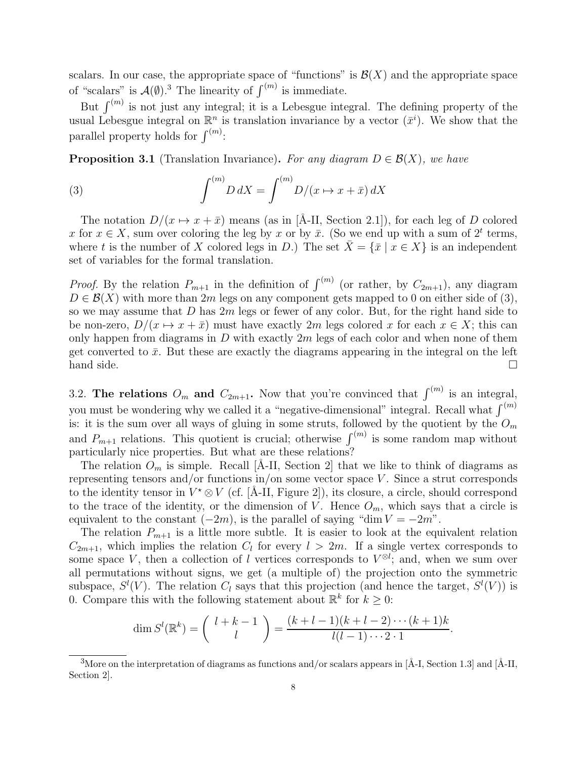scalars. In our case, the appropriate space of "functions" is $\mathcal{B}(X)$ and the appropriate space of "scalars" is $\mathcal{A}(\emptyset)$.[3] The linearity of $\int^{(m)}$ is immediate.

But $\int^{(m)}$ is not just any integral; it is a Lebesgue integral. The defining property of the usual Lebesgue integral on $\mathbb{R}^n$ is translation invariance by a vector $(\bar{x}^i)$. We show that the parallel property holds for $\int^{(m)}$:

**Proposition 3.1** (Translation Invariance)**.** *For any diagram $D \in \mathcal{B}(X)$, we have*

$$\int^{(m)} D\, dX = \int^{(m)} D/(x \mapsto x + \bar{x})\, dX \tag{3}$$

The notation $D/(x \mapsto x + \bar{x})$ means (as in [Å-II, Section 2.1]), for each leg of $D$ colored $x$ for $x \in X$, sum over coloring the leg by $x$ or by $\bar{x}$. (So we end up with a sum of $2^t$ terms, where $t$ is the number of $X$ colored legs in $D$.) The set $\bar{X} = \{\bar{x} \mid x \in X\}$ is an independent set of variables for the formal translation.

*Proof.* By the relation $P_{m+1}$ in the definition of $\int^{(m)}$ (or rather, by $C_{2m+1}$), any diagram $D \in \mathcal{B}(X)$ with more than $2m$ legs on any component gets mapped to 0 on either side of (3), so we may assume that $D$ has $2m$ legs or fewer of any color. But, for the right hand side to be non-zero, $D/(x \mapsto x + \bar{x})$ must have exactly $2m$ legs colored $x$ for each $x \in X$; this can only happen from diagrams in $D$ with exactly $2m$ legs of each color and when none of them get converted to $\bar{x}$. But these are exactly the diagrams appearing in the integral on the left hand side. □

3.2. **The relations $O_m$ and $C_{2m+1}$.** Now that you're convinced that $\int^{(m)}$ is an integral, you must be wondering why we called it a "negative-dimensional" integral. Recall what $\int^{(m)}$ is: it is the sum over all ways of gluing in some struts, followed by the quotient by the $O_m$ and $P_{m+1}$ relations. This quotient is crucial; otherwise $\int^{(m)}$ is some random map without particularly nice properties. But what are these relations?

The relation $O_m$ is simple. Recall [Å-II, Section 2] that we like to think of diagrams as representing tensors and/or functions in/on some vector space $V$. Since a strut corresponds to the identity tensor in $V^\star \otimes V$ (cf. [Å-II, Figure 2]), its closure, a circle, should correspond to the trace of the identity, or the dimension of $V$. Hence $O_m$, which says that a circle is equivalent to the constant $(-2m)$, is the parallel of saying "$\dim V = -2m$".

The relation $P_{m+1}$ is a little more subtle. It is easier to look at the equivalent relation $C_{2m+1}$, which implies the relation $C_l$ for every $l > 2m$. If a single vertex corresponds to some space $V$, then a collection of $l$ vertices corresponds to $V^{\otimes l}$; and, when we sum over all permutations without signs, we get (a multiple of) the projection onto the symmetric subspace, $S^l(V)$. The relation $C_l$ says that this projection (and hence the target, $S^l(V)$) is 0. Compare this with the following statement about $\mathbb{R}^k$ for $k \geq 0$:

$$\dim S^l(\mathbb{R}^k) = \binom{l+k-1}{l} = \frac{(k+l-1)(k+l-2)\cdots(k+1)k}{l(l-1)\cdots 2\cdot 1}.$$

[3] More on the interpretation of diagrams as functions and/or scalars appears in [Å-I, Section 1.3] and [Å-II, Section 2].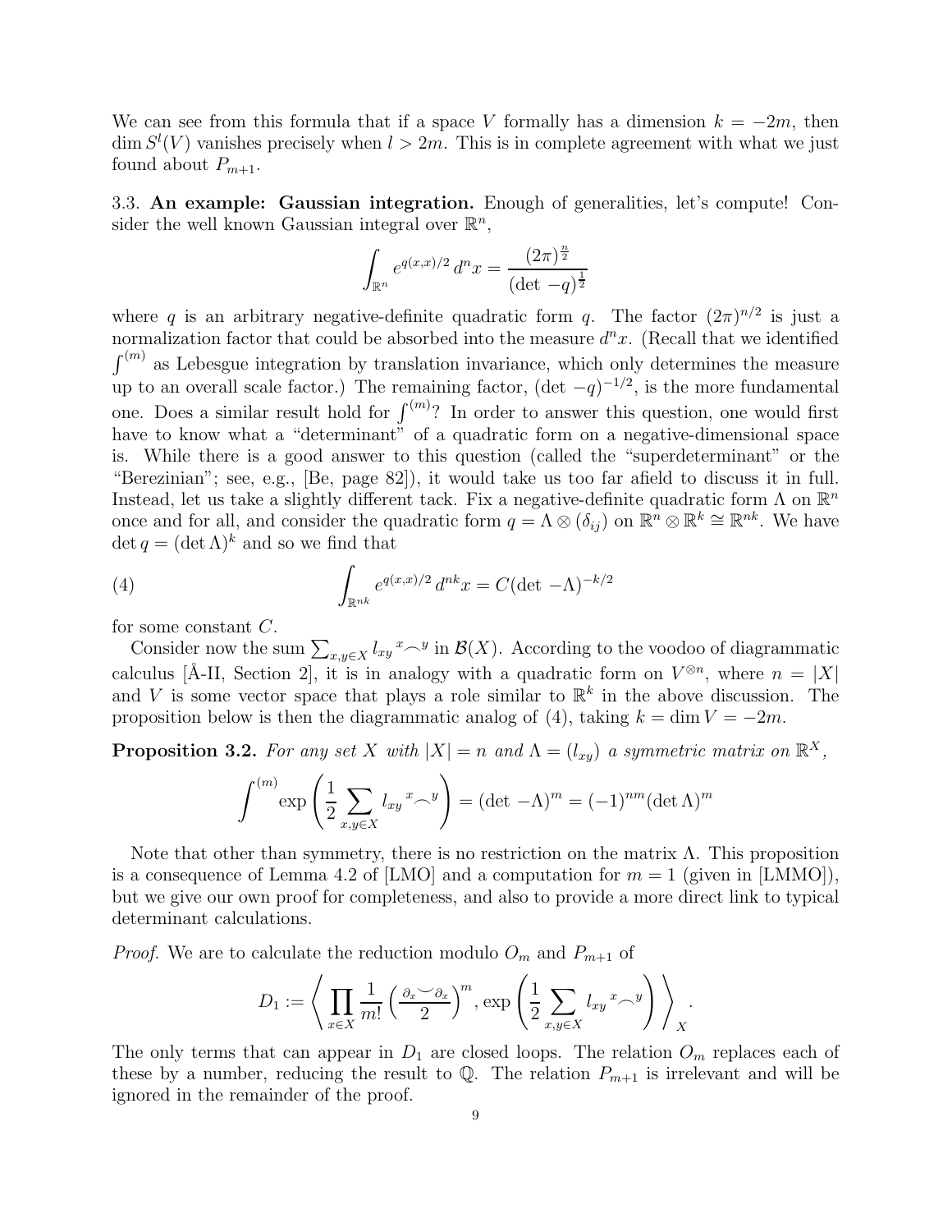We can see from this formula that if a space $V$ formally has a dimension $k = -2m$, then $\dim S^l(V)$ vanishes precisely when $l > 2m$. This is in complete agreement with what we just found about $P_{m+1}$.

**3.3. An example: Gaussian integration.** Enough of generalities, let's compute! Consider the well known Gaussian integral over $\mathbb{R}^n$,

$$\int_{\mathbb{R}^n} e^{q(x,x)/2}\, d^n x = \frac{(2\pi)^{\frac{n}{2}}}{(\det -q)^{\frac{1}{2}}}$$

where $q$ is an arbitrary negative-definite quadratic form $q$. The factor $(2\pi)^{n/2}$ is just a normalization factor that could be absorbed into the measure $d^n x$. (Recall that we identified $\int^{(m)}$ as Lebesgue integration by translation invariance, which only determines the measure up to an overall scale factor.) The remaining factor, $(\det -q)^{-1/2}$, is the more fundamental one. Does a similar result hold for $\int^{(m)}$? In order to answer this question, one would first have to know what a "determinant" of a quadratic form on a negative-dimensional space is. While there is a good answer to this question (called the "superdeterminant" or the "Berezinian"; see, e.g., [Be, page 82]), it would take us too far afield to discuss it in full. Instead, let us take a slightly different tack. Fix a negative-definite quadratic form $\Lambda$ on $\mathbb{R}^n$ once and for all, and consider the quadratic form $q = \Lambda \otimes (\delta_{ij})$ on $\mathbb{R}^n \otimes \mathbb{R}^k \cong \mathbb{R}^{nk}$. We have $\det q = (\det \Lambda)^k$ and so we find that

$$\int_{\mathbb{R}^{nk}} e^{q(x,x)/2}\, d^{nk} x = C(\det -\Lambda)^{-k/2} \tag{4}$$

for some constant $C$.

Consider now the sum $\sum_{x,y\in X} l_{xy}\, {}^{x}\!\frown^{y}$ in $\mathcal{B}(X)$. According to the voodoo of diagrammatic calculus [Å-II, Section 2], it is in analogy with a quadratic form on $V^{\otimes n}$, where $n = |X|$ and $V$ is some vector space that plays a role similar to $\mathbb{R}^k$ in the above discussion. The proposition below is then the diagrammatic analog of (4), taking $k = \dim V = -2m$.

**Proposition 3.2.** *For any set $X$ with $|X| = n$ and $\Lambda = (l_{xy})$ a symmetric matrix on $\mathbb{R}^X$,*

$$\int^{(m)} \exp\left(\frac{1}{2}\sum_{x,y\in X} l_{xy}\, {}^{x}\!\frown^{y}\right) = (\det -\Lambda)^m = (-1)^{nm}(\det \Lambda)^m$$

Note that other than symmetry, there is no restriction on the matrix $\Lambda$. This proposition is a consequence of Lemma 4.2 of [LMO] and a computation for $m = 1$ (given in [LMMO]), but we give our own proof for completeness, and also to provide a more direct link to typical determinant calculations.

*Proof.* We are to calculate the reduction modulo $O_m$ and $P_{m+1}$ of

$$D_1 := \left\langle \prod_{x\in X} \frac{1}{m!}\left(\frac{\partial_x \smile \partial_x}{2}\right)^m, \exp\left(\frac{1}{2}\sum_{x,y\in X} l_{xy}\, {}^{x}\!\frown^{y}\right) \right\rangle_X.$$

The only terms that can appear in $D_1$ are closed loops. The relation $O_m$ replaces each of these by a number, reducing the result to $\mathbb{Q}$. The relation $P_{m+1}$ is irrelevant and will be ignored in the remainder of the proof.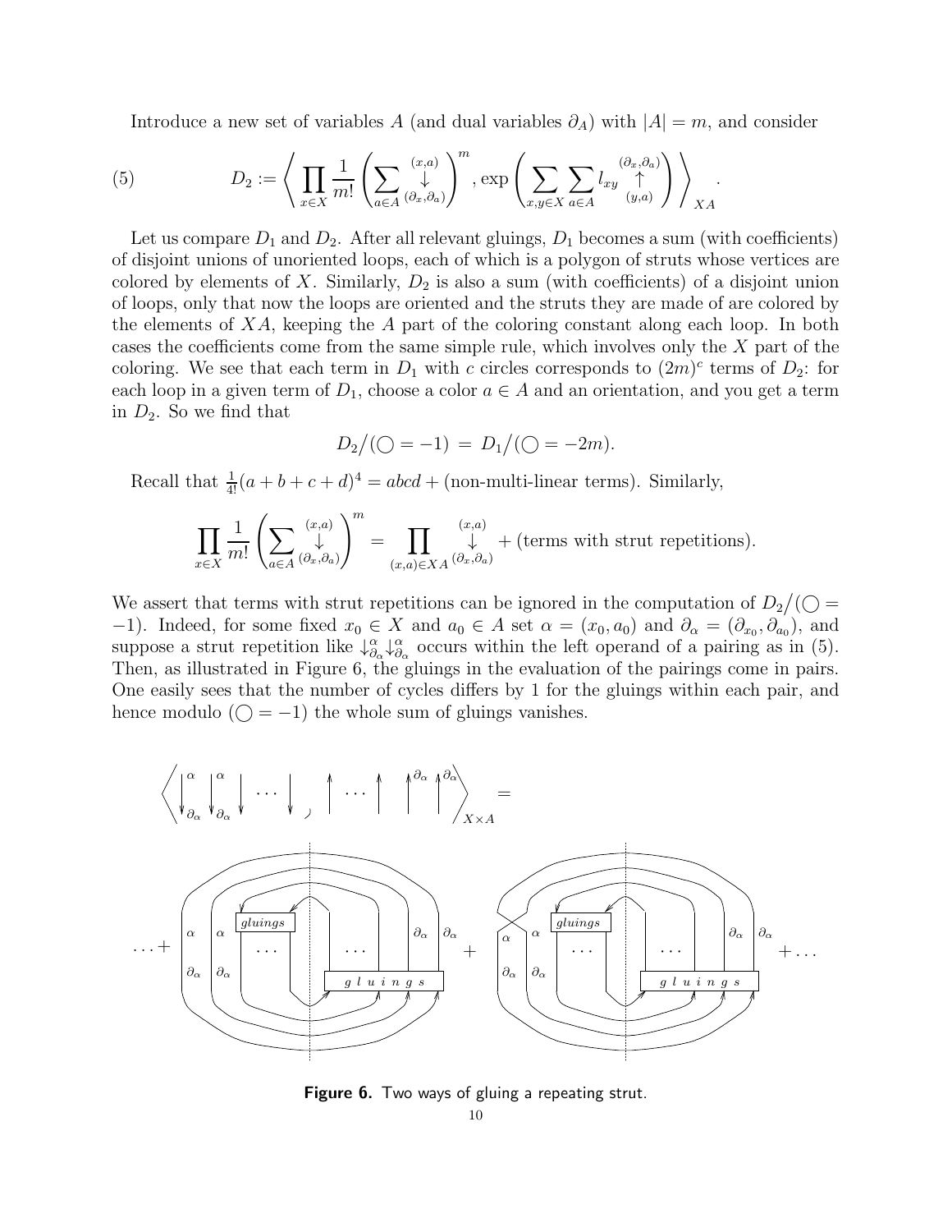Introduce a new set of variables $A$ (and dual variables $\partial_A$) with $|A| = m$, and consider

$$D_2 := \left\langle \prod_{x\in X} \frac{1}{m!}\left(\sum_{a\in A} \underset{(\partial_x,\partial_a)}{\overset{(x,a)}{\downarrow}}\right)^m, \exp\left(\sum_{x,y\in X}\sum_{a\in A} l_{xy} \underset{(y,a)}{\overset{(\partial_x,\partial_a)}{\uparrow}}\right)\right\rangle_{XA}. \tag{5}$$

Let us compare $D_1$ and $D_2$. After all relevant gluings, $D_1$ becomes a sum (with coefficients) of disjoint unions of unoriented loops, each of which is a polygon of struts whose vertices are colored by elements of $X$. Similarly, $D_2$ is also a sum (with coefficients) of a disjoint union of loops, only that now the loops are oriented and the struts they are made of are colored by the elements of $XA$, keeping the $A$ part of the coloring constant along each loop. In both cases the coefficients come from the same simple rule, which involves only the $X$ part of the coloring. We see that each term in $D_1$ with $c$ circles corresponds to $(2m)^c$ terms of $D_2$: for each loop in a given term of $D_1$, choose a color $a \in A$ and an orientation, and you get a term in $D_2$. So we find that

$$D_2/(\bigcirc = -1) \,=\, D_1/(\bigcirc = -2m).$$

Recall that $\frac{1}{4!}(a+b+c+d)^4 = abcd + (\text{non-multi-linear terms})$. Similarly,

$$\prod_{x\in X} \frac{1}{m!}\left(\sum_{a\in A} \underset{(\partial_x,\partial_a)}{\overset{(x,a)}{\downarrow}}\right)^m = \prod_{(x,a)\in XA} \underset{(\partial_x,\partial_a)}{\overset{(x,a)}{\downarrow}} + (\text{terms with strut repetitions}).$$

We assert that terms with strut repetitions can be ignored in the computation of $D_2/(\bigcirc = -1)$. Indeed, for some fixed $x_0 \in X$ and $a_0 \in A$ set $\alpha = (x_0, a_0)$ and $\partial_\alpha = (\partial_{x_0}, \partial_{a_0})$, and suppose a strut repetition like $\downarrow^\alpha_{\partial_\alpha}\downarrow^\alpha_{\partial_\alpha}$ occurs within the left operand of a pairing as in (5). Then, as illustrated in Figure 6, the gluings in the evaluation of the pairings come in pairs. One easily sees that the number of cycles differs by 1 for the gluings within each pair, and hence modulo $(\bigcirc = -1)$ the whole sum of gluings vanishes.

**Figure 6.** Two ways of gluing a repeating strut.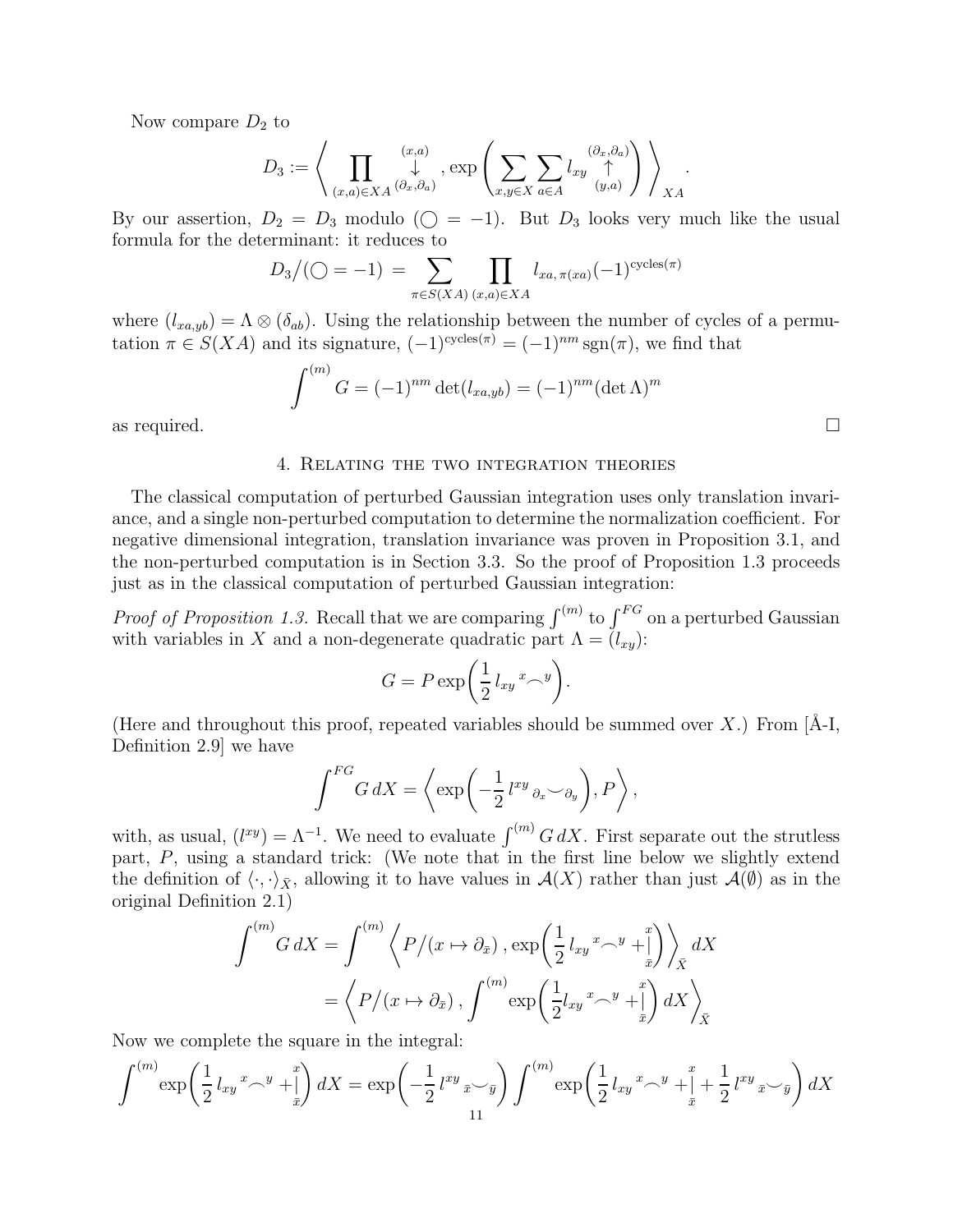Now compare $D_2$ to

$$D_3 := \left\langle \prod_{(x,a)\in XA} \overset{(x,a)}{\underset{(\partial_x,\partial_a)}{\downarrow}} , \exp\left( \sum_{x,y\in X} \sum_{a\in A} l_{xy} \overset{(\partial_x,\partial_a)}{\underset{(y,a)}{\uparrow}} \right) \right\rangle_{XA}.$$

By our assertion, $D_2 = D_3$ modulo $(\bigcirc = -1)$. But $D_3$ looks very much like the usual formula for the determinant: it reduces to

$$D_3/(\bigcirc = -1) = \sum_{\pi\in S(XA)} \prod_{(x,a)\in XA} l_{xa,\,\pi(xa)} (-1)^{\mathrm{cycles}(\pi)}$$

where $(l_{xa,yb}) = \Lambda \otimes (\delta_{ab})$. Using the relationship between the number of cycles of a permutation $\pi \in S(XA)$ and its signature, $(-1)^{\mathrm{cycles}(\pi)} = (-1)^{nm}\,\mathrm{sgn}(\pi)$, we find that

$$\int^{(m)} G = (-1)^{nm} \det(l_{xa,yb}) = (-1)^{nm} (\det \Lambda)^m$$

as required. □

## 4. Relating the two integration theories

The classical computation of perturbed Gaussian integration uses only translation invariance, and a single non-perturbed computation to determine the normalization coefficient. For negative dimensional integration, translation invariance was proven in Proposition 3.1, and the non-perturbed computation is in Section 3.3. So the proof of Proposition 1.3 proceeds just as in the classical computation of perturbed Gaussian integration:

*Proof of Proposition 1.3.* Recall that we are comparing $\int^{(m)}$ to $\int^{FG}$ on a perturbed Gaussian with variables in $X$ and a non-degenerate quadratic part $\Lambda = (l_{xy})$:

$$G = P \exp\left( \frac{1}{2}\, l_{xy}\, {}^{x}\!\frown^{y} \right).$$

(Here and throughout this proof, repeated variables should be summed over $X$.) From [Å-I, Definition 2.9] we have

$$\int^{FG} G\, dX = \left\langle \exp\left( -\frac{1}{2}\, l^{xy}\, {}_{\partial_x}\!\smile_{\partial_y} \right), P \right\rangle,$$

with, as usual, $(l^{xy}) = \Lambda^{-1}$. We need to evaluate $\int^{(m)} G\, dX$. First separate out the strutless part, $P$, using a standard trick: (We note that in the first line below we slightly extend the definition of $\langle \cdot,\cdot\rangle_{\bar X}$, allowing it to have values in $\mathcal{A}(X)$ rather than just $\mathcal{A}(\emptyset)$ as in the original Definition 2.1)

$$\begin{aligned}
\int^{(m)} G\, dX &= \int^{(m)} \left\langle P/(x\mapsto \partial_{\bar x})\,,\, \exp\left( \frac{1}{2}\, l_{xy}\, {}^{x}\!\frown^{y} + \overset{x}{\underset{\bar x}{|}} \right) \right\rangle_{\bar X} dX \\
&= \left\langle P/(x\mapsto \partial_{\bar x})\,,\, \int^{(m)} \exp\left( \frac{1}{2} l_{xy}\, {}^{x}\!\frown^{y} + \overset{x}{\underset{\bar x}{|}} \right) dX \right\rangle_{\bar X}
\end{aligned}$$

Now we complete the square in the integral:

$$\int^{(m)} \exp\left( \frac{1}{2}\, l_{xy}\, {}^{x}\!\frown^{y} + \overset{x}{\underset{\bar x}{|}} \right) dX = \exp\left( -\frac{1}{2}\, l^{xy}\, {}_{\bar x}\!\smile_{\bar y} \right) \int^{(m)} \exp\left( \frac{1}{2}\, l_{xy}\, {}^{x}\!\frown^{y} + \overset{x}{\underset{\bar x}{|}} + \frac{1}{2}\, l^{xy}\, {}_{\bar x}\!\smile_{\bar y} \right) dX$$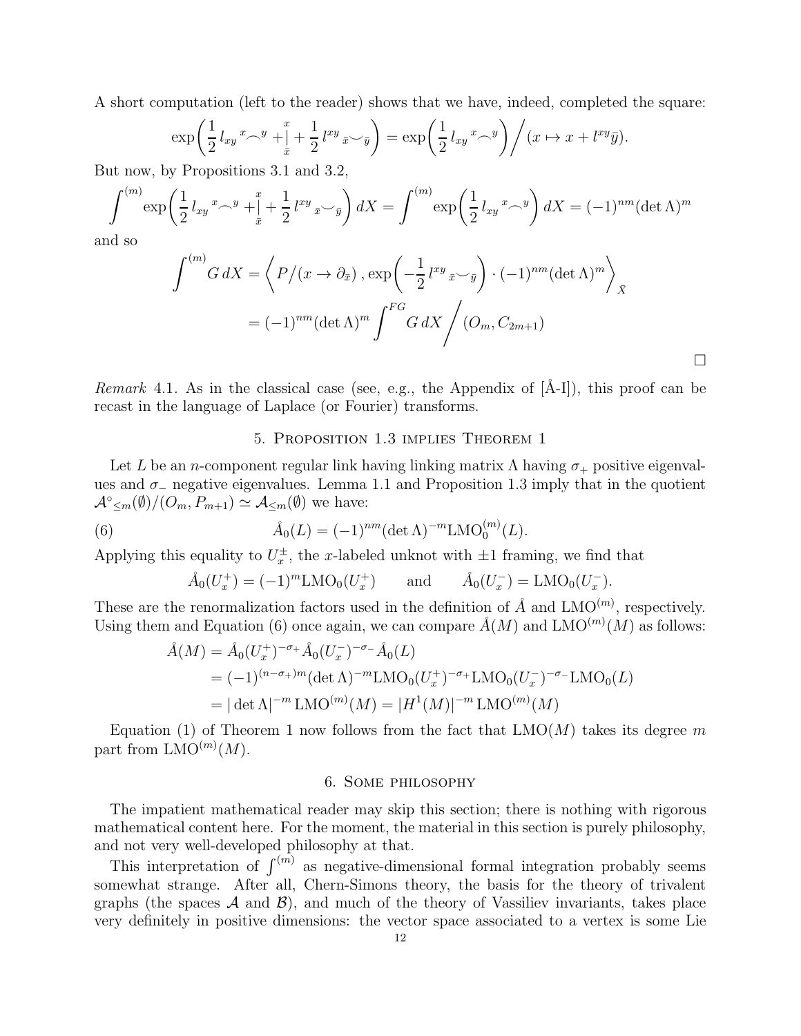A short computation (left to the reader) shows that we have, indeed, completed the square:

$$\exp\left(\frac{1}{2}\, l_{xy}\ {}^{x}\!\frown^{y} + \overset{x}{\underset{\bar{x}}{|}} + \frac{1}{2}\, l^{xy}\ {}_{\bar{x}}\!\smile_{\bar{y}}\right) = \exp\left(\frac{1}{2}\, l_{xy}\ {}^{x}\!\frown^{y}\right) \Big/ (x \mapsto x + l^{xy}\bar{y}).$$

But now, by Propositions 3.1 and 3.2,

$$\int^{(m)} \exp\left(\frac{1}{2}\, l_{xy}\ {}^{x}\!\frown^{y} + \overset{x}{\underset{\bar{x}}{|}} + \frac{1}{2}\, l^{xy}\ {}_{\bar{x}}\!\smile_{\bar{y}}\right) dX = \int^{(m)} \exp\left(\frac{1}{2}\, l_{xy}\ {}^{x}\!\frown^{y}\right) dX = (-1)^{nm} (\det \Lambda)^m$$

and so

$$\begin{aligned}
\int^{(m)} G\, dX &= \left\langle P\big/(x \to \partial_{\bar{x}})\, , \exp\left(-\frac{1}{2}\, l^{xy}\ {}_{\bar{x}}\!\smile_{\bar{y}}\right) \cdot (-1)^{nm} (\det \Lambda)^m \right\rangle_{\bar{X}} \\
&= (-1)^{nm} (\det \Lambda)^m \int^{FG} G\, dX \Big/ (O_m, C_{2m+1})
\end{aligned}$$

□

*Remark* 4.1. As in the classical case (see, e.g., the Appendix of [Å-I]), this proof can be recast in the language of Laplace (or Fourier) transforms.

## 5. Proposition 1.3 implies Theorem 1

Let $L$ be an $n$-component regular link having linking matrix $\Lambda$ having $\sigma_+$ positive eigenvalues and $\sigma_-$ negative eigenvalues. Lemma 1.1 and Proposition 1.3 imply that in the quotient $\mathcal{A}^\circ_{\leq m}(\emptyset)/(O_m, P_{m+1}) \simeq \mathcal{A}_{\leq m}(\emptyset)$ we have:

$$\mathring{A}_0(L) = (-1)^{nm} (\det \Lambda)^{-m} \mathrm{LMO}_0^{(m)}(L). \tag{6}$$

Applying this equality to $U_x^\pm$, the $x$-labeled unknot with $\pm 1$ framing, we find that

$$\mathring{A}_0(U_x^+) = (-1)^m \mathrm{LMO}_0(U_x^+) \qquad \text{and} \qquad \mathring{A}_0(U_x^-) = \mathrm{LMO}_0(U_x^-).$$

These are the renormalization factors used in the definition of $\mathring{A}$ and $\mathrm{LMO}^{(m)}$, respectively. Using them and Equation (6) once again, we can compare $\mathring{A}(M)$ and $\mathrm{LMO}^{(m)}(M)$ as follows:

$$\begin{aligned}
\mathring{A}(M) &= \mathring{A}_0(U_x^+)^{-\sigma_+} \mathring{A}_0(U_x^-)^{-\sigma_-} \mathring{A}_0(L) \\
&= (-1)^{(n-\sigma_+)m} (\det \Lambda)^{-m} \mathrm{LMO}_0(U_x^+)^{-\sigma_+} \mathrm{LMO}_0(U_x^-)^{-\sigma_-} \mathrm{LMO}_0(L) \\
&= |\det \Lambda|^{-m}\, \mathrm{LMO}^{(m)}(M) = |H^1(M)|^{-m}\, \mathrm{LMO}^{(m)}(M)
\end{aligned}$$

Equation (1) of Theorem 1 now follows from the fact that $\mathrm{LMO}(M)$ takes its degree $m$ part from $\mathrm{LMO}^{(m)}(M)$.

## 6. Some philosophy

The impatient mathematical reader may skip this section; there is nothing with rigorous mathematical content here. For the moment, the material in this section is purely philosophy, and not very well-developed philosophy at that.

This interpretation of $\int^{(m)}$ as negative-dimensional formal integration probably seems somewhat strange. After all, Chern-Simons theory, the basis for the theory of trivalent graphs (the spaces $\mathcal{A}$ and $\mathcal{B}$), and much of the theory of Vassiliev invariants, takes place very definitely in positive dimensions: the vector space associated to a vertex is some Lie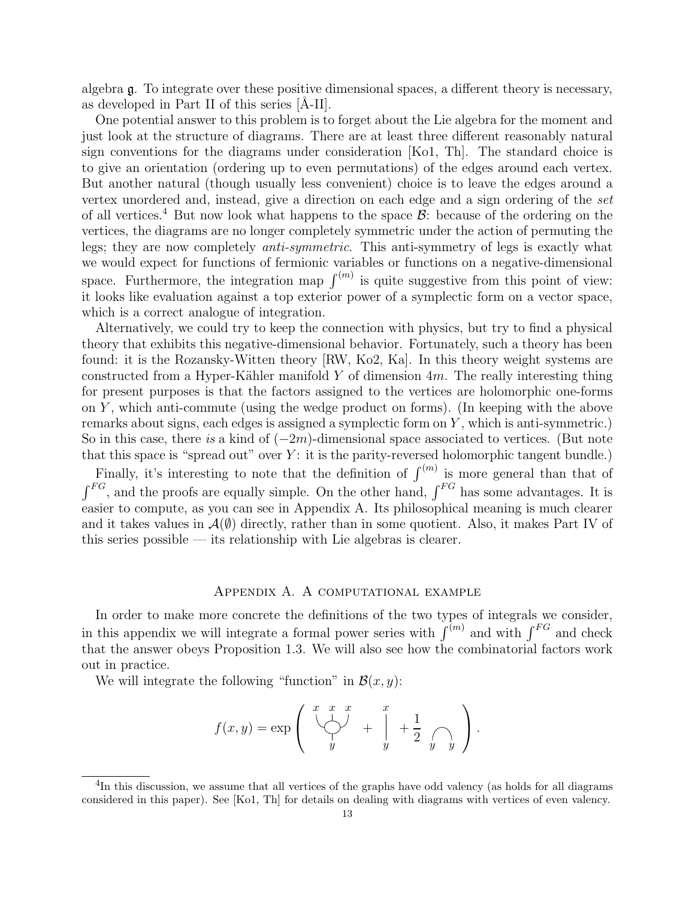algebra $\mathfrak{g}$. To integrate over these positive dimensional spaces, a different theory is necessary, as developed in Part II of this series [Å-II].

One potential answer to this problem is to forget about the Lie algebra for the moment and just look at the structure of diagrams. There are at least three different reasonably natural sign conventions for the diagrams under consideration [Ko1, Th]. The standard choice is to give an orientation (ordering up to even permutations) of the edges around each vertex. But another natural (though usually less convenient) choice is to leave the edges around a vertex unordered and, instead, give a direction on each edge and a sign ordering of the *set* of all vertices.[4] But now look what happens to the space $\mathcal{B}$: because of the ordering on the vertices, the diagrams are no longer completely symmetric under the action of permuting the legs; they are now completely *anti-symmetric*. This anti-symmetry of legs is exactly what we would expect for functions of fermionic variables or functions on a negative-dimensional space. Furthermore, the integration map $\int^{(m)}$ is quite suggestive from this point of view: it looks like evaluation against a top exterior power of a symplectic form on a vector space, which is a correct analogue of integration.

Alternatively, we could try to keep the connection with physics, but try to find a physical theory that exhibits this negative-dimensional behavior. Fortunately, such a theory has been found: it is the Rozansky-Witten theory [RW, Ko2, Ka]. In this theory weight systems are constructed from a Hyper-Kähler manifold $Y$ of dimension $4m$. The really interesting thing for present purposes is that the factors assigned to the vertices are holomorphic one-forms on $Y$, which anti-commute (using the wedge product on forms). (In keeping with the above remarks about signs, each edges is assigned a symplectic form on $Y$, which is anti-symmetric.) So in this case, there *is* a kind of $(-2m)$-dimensional space associated to vertices. (But note that this space is "spread out" over $Y$: it is the parity-reversed holomorphic tangent bundle.)

Finally, it's interesting to note that the definition of $\int^{(m)}$ is more general than that of $\int^{FG}$, and the proofs are equally simple. On the other hand, $\int^{FG}$ has some advantages. It is easier to compute, as you can see in Appendix A. Its philosophical meaning is much clearer and it takes values in $\mathcal{A}(\emptyset)$ directly, rather than in some quotient. Also, it makes Part IV of this series possible — its relationship with Lie algebras is clearer.

## Appendix A. A computational example

In order to make more concrete the definitions of the two types of integrals we consider, in this appendix we will integrate a formal power series with $\int^{(m)}$ and with $\int^{FG}$ and check that the answer obeys Proposition 1.3. We will also see how the combinatorial factors work out in practice.

We will integrate the following "function" in $\mathcal{B}(x, y)$:

$$f(x,y) = \exp\left( \text{[diagram: circle with three legs labeled } x, x, x \text{ above and one leg labeled } y \text{ below]} + \text{[diagram: single strut from } x \text{ to } y] + \frac{1}{2} \text{[diagram: strut with both ends labeled } y, y] \right).$$

[4] In this discussion, we assume that all vertices of the graphs have odd valency (as holds for all diagrams considered in this paper). See [Ko1, Th] for details on dealing with diagrams with vertices of even valency.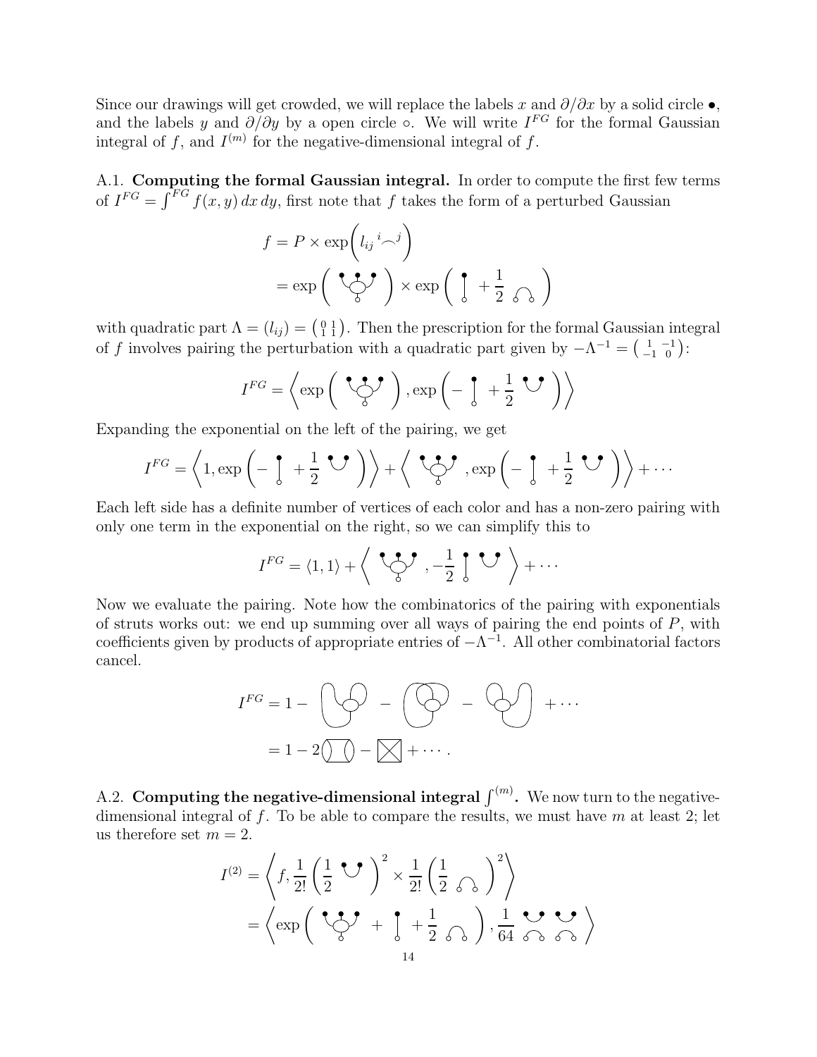Since our drawings will get crowded, we will replace the labels $x$ and $\partial/\partial x$ by a solid circle $\bullet$, and the labels $y$ and $\partial/\partial y$ by a open circle $\circ$. We will write $I^{FG}$ for the formal Gaussian integral of $f$, and $I^{(m)}$ for the negative-dimensional integral of $f$.

A.1. **Computing the formal Gaussian integral.** In order to compute the first few terms of $I^{FG} = \int^{FG} f(x,y)\,dx\,dy$, first note that $f$ takes the form of a perturbed Gaussian

$$
\begin{aligned}
f &= P \times \exp\left( l_{ij} \, {}^{i}\frown^{j} \right) \\
&= \exp\left( \; \cdots \; \right) \times \exp\left( \; \cdots \; + \frac{1}{2} \; \cdots \; \right)
\end{aligned}
$$

with quadratic part $\Lambda = (l_{ij}) = \left(\begin{smallmatrix} 0 & 1 \\ 1 & 1 \end{smallmatrix}\right)$. Then the prescription for the formal Gaussian integral of $f$ involves pairing the perturbation with a quadratic part given by $-\Lambda^{-1} = \left(\begin{smallmatrix} 1 & -1 \\ -1 & 0 \end{smallmatrix}\right)$:

$$
I^{FG} = \left\langle \exp\left( \; \cdots \; \right), \exp\left( - \; \cdots \; + \frac{1}{2} \; \cdots \; \right) \right\rangle
$$

Expanding the exponential on the left of the pairing, we get

$$
I^{FG} = \left\langle 1, \exp\left( - \; \cdots \; + \frac{1}{2} \; \cdots \; \right) \right\rangle + \left\langle \; \cdots \; , \exp\left( - \; \cdots \; + \frac{1}{2} \; \cdots \; \right) \right\rangle + \cdots
$$

Each left side has a definite number of vertices of each color and has a non-zero pairing with only one term in the exponential on the right, so we can simplify this to

$$
I^{FG} = \langle 1, 1 \rangle + \left\langle \; \cdots \; , -\frac{1}{2} \; \cdots \; \right\rangle + \cdots
$$

Now we evaluate the pairing. Note how the combinatorics of the pairing with exponentials of struts works out: we end up summing over all ways of pairing the end points of $P$, with coefficients given by products of appropriate entries of $-\Lambda^{-1}$. All other combinatorial factors cancel.

$$
\begin{aligned}
I^{FG} &= 1 - \; \cdots \; - \; \cdots \; - \; \cdots \; + \cdots \\
&= 1 - 2 \; \cdots \; - \; \cdots \; + \cdots .
\end{aligned}
$$

A.2. **Computing the negative-dimensional integral $\int^{(m)}$.** We now turn to the negative-dimensional integral of $f$. To be able to compare the results, we must have $m$ at least 2; let us therefore set $m = 2$.

$$
\begin{aligned}
I^{(2)} &= \left\langle f, \frac{1}{2!}\left(\frac{1}{2} \; \cdots \; \right)^2 \times \frac{1}{2!}\left(\frac{1}{2} \; \cdots \; \right)^2 \right\rangle \\
&= \left\langle \exp\left( \; \cdots \; + \; \cdots \; + \frac{1}{2} \; \cdots \; \right), \frac{1}{64} \; \cdots \; \right\rangle
\end{aligned}
$$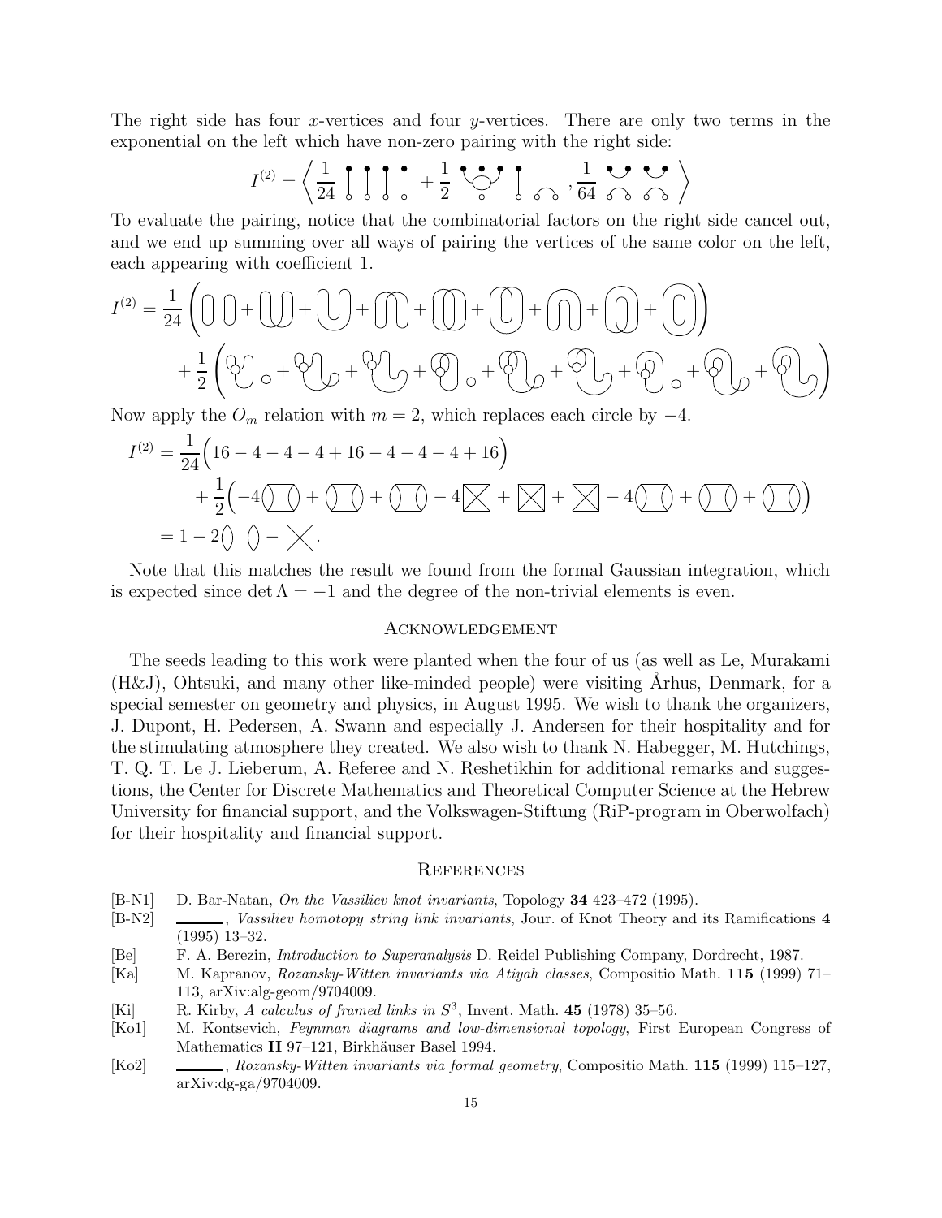The right side has four $x$-vertices and four $y$-vertices. There are only two terms in the exponential on the left which have non-zero pairing with the right side:

$$I^{(2)} = \left\langle \frac{1}{24} \cdots + \frac{1}{2} \cdots , \frac{1}{64} \cdots \right\rangle$$

To evaluate the pairing, notice that the combinatorial factors on the right side cancel out, and we end up summing over all ways of pairing the vertices of the same color on the left, each appearing with coefficient 1.

$$I^{(2)} = \frac{1}{24}\left( \cdots + \cdots + \cdots + \cdots + \cdots + \cdots + \cdots + \cdots + \cdots \right) + \frac{1}{2}\left( \cdots + \cdots + \cdots + \cdots + \cdots + \cdots + \cdots + \cdots + \cdots \right)$$

Now apply the $O_m$ relation with $m = 2$, which replaces each circle by $-4$.

$$\begin{aligned} I^{(2)} &= \frac{1}{24}\Big(16 - 4 - 4 - 4 + 16 - 4 - 4 - 4 + 16\Big) \\ &\quad + \frac{1}{2}\Big(-4\,\cdots + \cdots + \cdots - 4\,\cdots + \cdots + \cdots - 4\,\cdots + \cdots + \cdots\Big) \\ &= 1 - 2\,\cdots - \cdots . \end{aligned}$$

Note that this matches the result we found from the formal Gaussian integration, which is expected since $\det \Lambda = -1$ and the degree of the non-trivial elements is even.

## Acknowledgement

The seeds leading to this work were planted when the four of us (as well as Le, Murakami (H&J), Ohtsuki, and many other like-minded people) were visiting Århus, Denmark, for a special semester on geometry and physics, in August 1995. We wish to thank the organizers, J. Dupont, H. Pedersen, A. Swann and especially J. Andersen for their hospitality and for the stimulating atmosphere they created. We also wish to thank N. Habegger, M. Hutchings, T. Q. T. Le J. Lieberum, A. Referee and N. Reshetikhin for additional remarks and suggestions, the Center for Discrete Mathematics and Theoretical Computer Science at the Hebrew University for financial support, and the Volkswagen-Stiftung (RiP-program in Oberwolfach) for their hospitality and financial support.

## References

- [B-N1] D. Bar-Natan, *On the Vassiliev knot invariants*, Topology **34** 423–472 (1995).
- [B-N2] ———, *Vassiliev homotopy string link invariants*, Jour. of Knot Theory and its Ramifications **4** (1995) 13–32.
- [Be] F. A. Berezin, *Introduction to Superanalysis* D. Reidel Publishing Company, Dordrecht, 1987.
- [Ka] M. Kapranov, *Rozansky-Witten invariants via Atiyah classes*, Compositio Math. **115** (1999) 71–113, arXiv:alg-geom/9704009.
- [Ki] R. Kirby, *A calculus of framed links in $S^3$*, Invent. Math. **45** (1978) 35–56.
- [Ko1] M. Kontsevich, *Feynman diagrams and low-dimensional topology*, First European Congress of Mathematics **II** 97–121, Birkhäuser Basel 1994.
- [Ko2] ———, *Rozansky-Witten invariants via formal geometry*, Compositio Math. **115** (1999) 115–127, arXiv:dg-ga/9704009.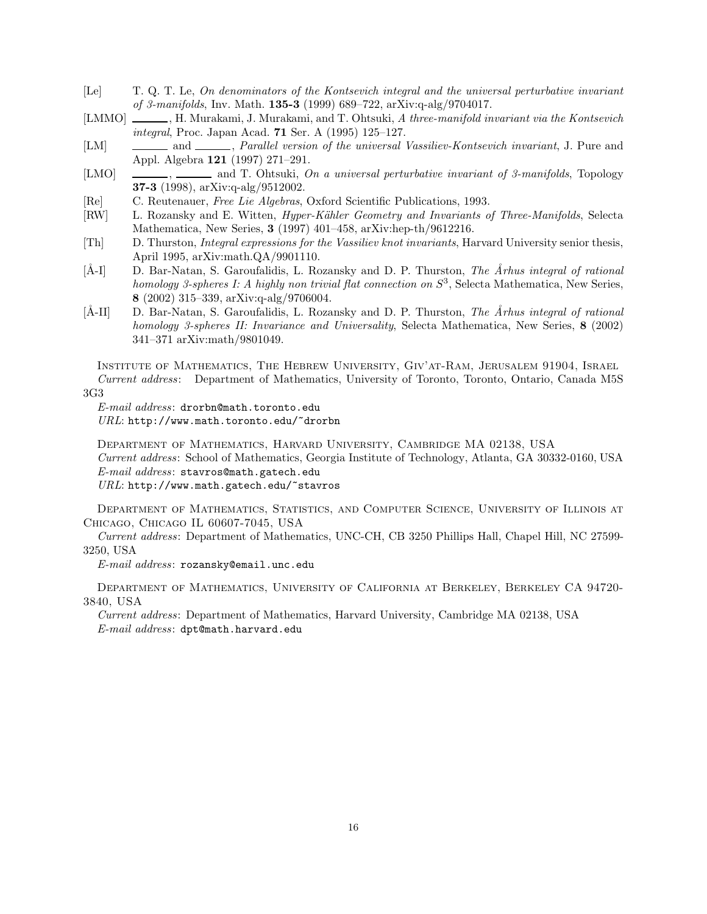[Le] T. Q. T. Le, *On denominators of the Kontsevich integral and the universal perturbative invariant of 3-manifolds*, Inv. Math. **135-3** (1999) 689–722, arXiv:q-alg/9704017.

[LMMO] ______, H. Murakami, J. Murakami, and T. Ohtsuki, *A three-manifold invariant via the Kontsevich integral*, Proc. Japan Acad. **71** Ser. A (1995) 125–127.

[LM] ______ and ______, *Parallel version of the universal Vassiliev-Kontsevich invariant*, J. Pure and Appl. Algebra **121** (1997) 271–291.

[LMO] ______, ______ and T. Ohtsuki, *On a universal perturbative invariant of 3-manifolds*, Topology **37-3** (1998), arXiv:q-alg/9512002.

[Re] C. Reutenauer, *Free Lie Algebras*, Oxford Scientific Publications, 1993.

[RW] L. Rozansky and E. Witten, *Hyper-Kähler Geometry and Invariants of Three-Manifolds*, Selecta Mathematica, New Series, **3** (1997) 401–458, arXiv:hep-th/9612216.

[Th] D. Thurston, *Integral expressions for the Vassiliev knot invariants*, Harvard University senior thesis, April 1995, arXiv:math.QA/9901110.

[Å-I] D. Bar-Natan, S. Garoufalidis, L. Rozansky and D. P. Thurston, *The Århus integral of rational homology 3-spheres I: A highly non trivial flat connection on $S^3$*, Selecta Mathematica, New Series, **8** (2002) 315–339, arXiv:q-alg/9706004.

[Å-II] D. Bar-Natan, S. Garoufalidis, L. Rozansky and D. P. Thurston, *The Århus integral of rational homology 3-spheres II: Invariance and Universality*, Selecta Mathematica, New Series, **8** (2002) 341–371 arXiv:math/9801049.

Institute of Mathematics, The Hebrew University, Giv'at-Ram, Jerusalem 91904, Israel
*Current address*: Department of Mathematics, University of Toronto, Toronto, Ontario, Canada M5S 3G3
*E-mail address*: drorbn@math.toronto.edu
*URL*: http://www.math.toronto.edu/~drorbn

Department of Mathematics, Harvard University, Cambridge MA 02138, USA
*Current address*: School of Mathematics, Georgia Institute of Technology, Atlanta, GA 30332-0160, USA
*E-mail address*: stavros@math.gatech.edu
*URL*: http://www.math.gatech.edu/~stavros

Department of Mathematics, Statistics, and Computer Science, University of Illinois at Chicago, Chicago IL 60607-7045, USA
*Current address*: Department of Mathematics, UNC-CH, CB 3250 Phillips Hall, Chapel Hill, NC 27599-3250, USA
*E-mail address*: rozansky@email.unc.edu

Department of Mathematics, University of California at Berkeley, Berkeley CA 94720-3840, USA
*Current address*: Department of Mathematics, Harvard University, Cambridge MA 02138, USA
*E-mail address*: dpt@math.harvard.edu